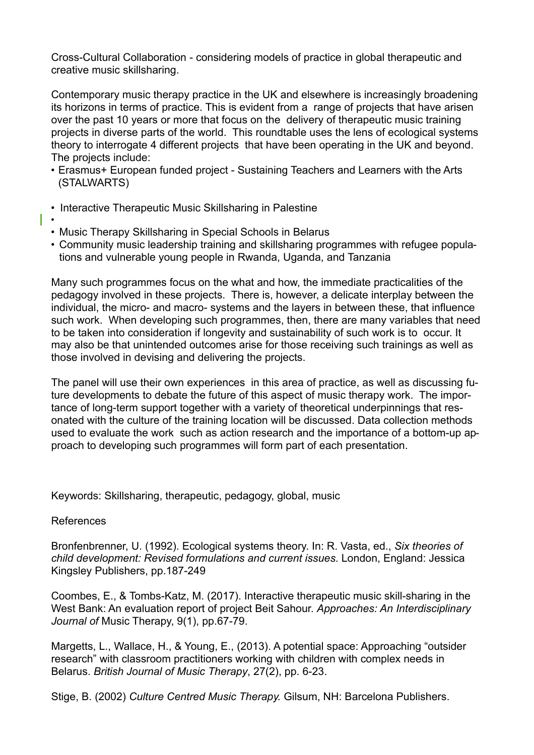Cross-Cultural Collaboration - considering models of practice in global therapeutic and creative music skillsharing.

Contemporary music therapy practice in the UK and elsewhere is increasingly broadening its horizons in terms of practice. This is evident from a range of projects that have arisen over the past 10 years or more that focus on the delivery of therapeutic music training projects in diverse parts of the world. This roundtable uses the lens of ecological systems theory to interrogate 4 different projects that have been operating in the UK and beyond. The projects include:

- Erasmus+ European funded project - Sustaining Teachers and Learners with the Arts (STALWARTS)
- Interactive Therapeutic Music Skillsharing in Palestine
- Music Therapy Skillsharing in Special Schools in Belarus
- Community music leadership training and skillsharing programmes with refugee populations and vulnerable young people in Rwanda, Uganda, and Tanzania

Many such programmes focus on the what and how, the immediate practicalities of the pedagogy involved in these projects. There is, however, a delicate interplay between the individual, the micro- and macro- systems and the layers in between these, that influence such work. When developing such programmes, then, there are many variables that need to be taken into consideration if longevity and sustainability of such work is to occur. It may also be that unintended outcomes arise for those receiving such trainings as well as those involved in devising and delivering the projects.

The panel will use their own experiences in this area of practice, as well as discussing future developments to debate the future of this aspect of music therapy work. The importance of long-term support together with a variety of theoretical underpinnings that resonated with the culture of the training location will be discussed. Data collection methods used to evaluate the work such as action research and the importance of a bottom-up approach to developing such programmes will form part of each presentation.

Keywords: Skillsharing, therapeutic, pedagogy, global, music

References

Bronfenbrenner, U. (1992). Ecological systems theory. In: R. Vasta, ed., *Six theories of child development: Revised formulations and current issues*. London, England: Jessica Kingsley Publishers, pp.187-249

Coombes, E., & Tombs-Katz, M. (2017). Interactive therapeutic music skill-sharing in the West Bank: An evaluation report of project Beit Sahour. *Approaches: An Interdisciplinary Journal of* Music Therapy, 9(1), pp.67-79.

Margetts, L., Wallace, H., & Young, E., (2013). A potential space: Approaching "outsider research" with classroom practitioners working with children with complex needs in Belarus. *British Journal of Music Therapy*, 27(2), pp. 6-23.

Stige, B. (2002) *Culture Centred Music Therapy.* Gilsum, NH: Barcelona Publishers.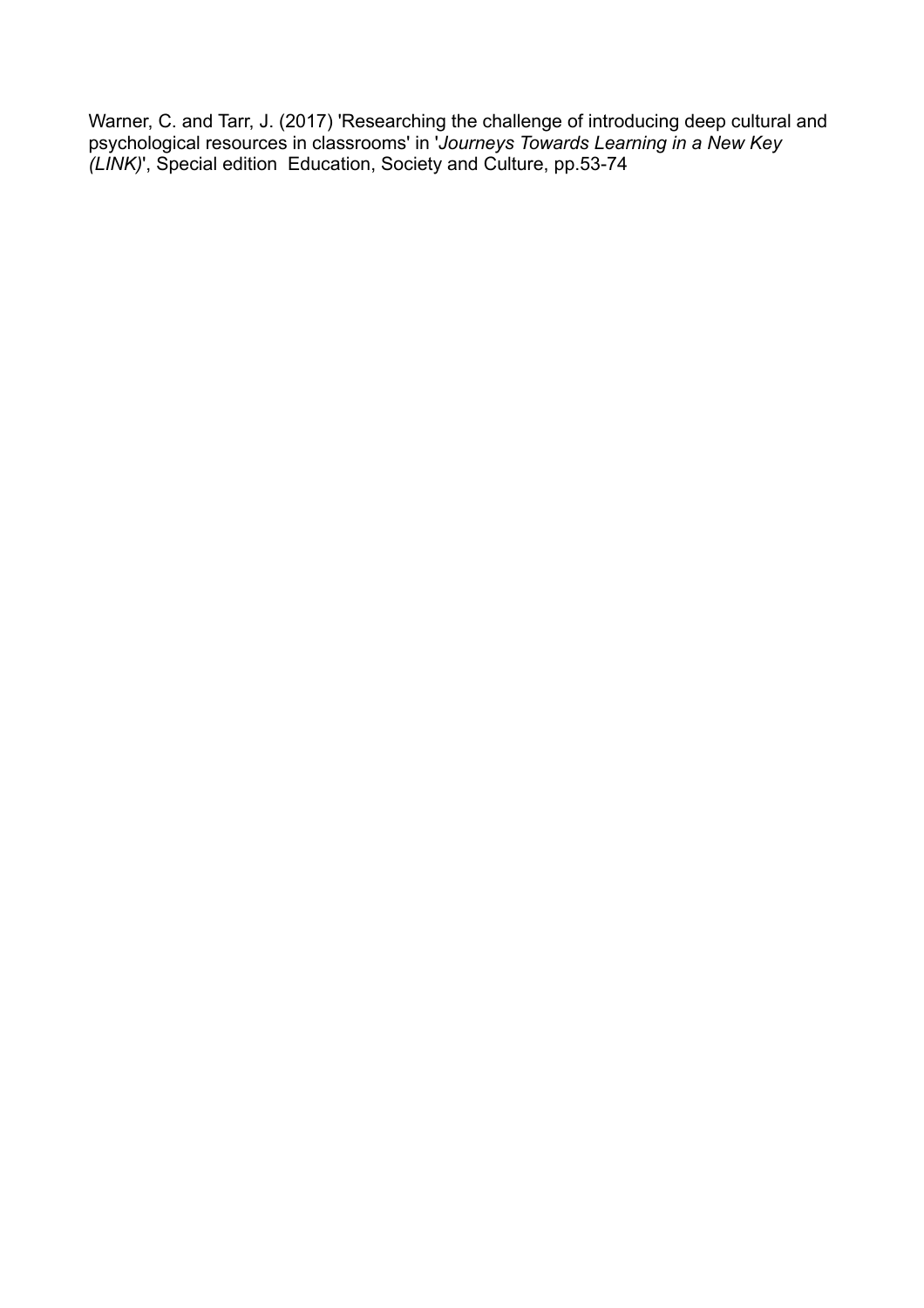Warner, C. and Tarr, J. (2017) 'Researching the challenge of introducing deep cultural and psychological resources in classrooms' in '*Journeys Towards Learning in a New Key (LINK)*', Special edition Education, Society and Culture, pp.53-74